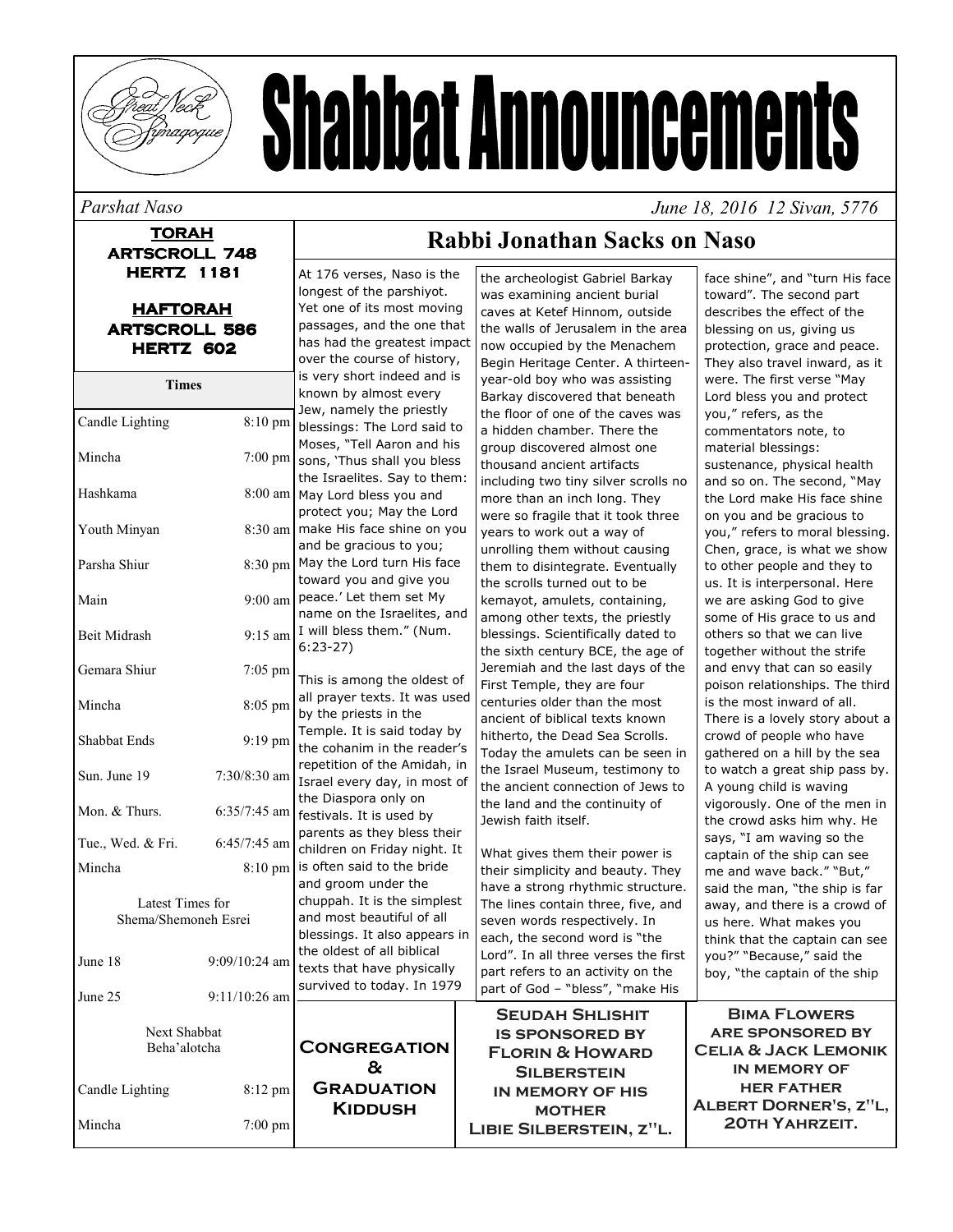# Shabbat Announcements

*Parshat Naso* *June 18, 2016 12 Sivan, 5776*

**TORAH**
**ARTSCROLL 748**
**HERTZ 1181**

**HAFTORAH**
**ARTSCROLL 586**
**HERTZ 602**

| Times | |
|---|---|
| Candle Lighting | 8:10 pm |
| Mincha | 7:00 pm |
| Hashkama | 8:00 am |
| Youth Minyan | 8:30 am |
| Parsha Shiur | 8:30 pm |
| Main | 9:00 am |
| Beit Midrash | 9:15 am |
| Gemara Shiur | 7:05 pm |
| Mincha | 8:05 pm |
| Shabbat Ends | 9:19 pm |
| Sun. June 19 | 7:30/8:30 am |
| Mon. & Thurs. | 6:35/7:45 am |
| Tue., Wed. & Fri. | 6:45/7:45 am |
| Mincha | 8:10 pm |
| Latest Times for Shema/Shemoneh Esrei | |
| June 18 | 9:09/10:24 am |
| June 25 | 9:11/10:26 am |
| Next Shabbat Beha'alotcha | |
| Candle Lighting | 8:12 pm |
| Mincha | 7:00 pm |

## Rabbi Jonathan Sacks on Naso

At 176 verses, Naso is the longest of the parshiyot. Yet one of its most moving passages, and the one that has had the greatest impact over the course of history, is very short indeed and is known by almost every Jew, namely the priestly blessings: The Lord said to Moses, "Tell Aaron and his sons, 'Thus shall you bless the Israelites. Say to them: May Lord bless you and protect you; May the Lord make His face shine on you and be gracious to you; May the Lord turn His face toward you and give you peace.' Let them set My name on the Israelites, and I will bless them." (Num. 6:23-27)

This is among the oldest of all prayer texts. It was used by the priests in the Temple. It is said today by the cohanim in the reader's repetition of the Amidah, in Israel every day, in most of the Diaspora only on festivals. It is used by parents as they bless their children on Friday night. It is often said to the bride and groom under the chuppah. It is the simplest and most beautiful of all blessings. It also appears in the oldest of all biblical texts that have physically survived to today. In 1979 the archeologist Gabriel Barkay was examining ancient burial caves at Ketef Hinnom, outside the walls of Jerusalem in the area now occupied by the Menachem Begin Heritage Center. A thirteen-year-old boy who was assisting Barkay discovered that beneath the floor of one of the caves was a hidden chamber. There the group discovered almost one thousand ancient artifacts including two tiny silver scrolls no more than an inch long. They were so fragile that it took three years to work out a way of unrolling them without causing them to disintegrate. Eventually the scrolls turned out to be kemayot, amulets, containing, among other texts, the priestly blessings. Scientifically dated to the sixth century BCE, the age of Jeremiah and the last days of the First Temple, they are four centuries older than the most ancient of biblical texts known hitherto, the Dead Sea Scrolls. Today the amulets can be seen in the Israel Museum, testimony to the ancient connection of Jews to the land and the continuity of Jewish faith itself.

What gives them their power is their simplicity and beauty. They have a strong rhythmic structure. The lines contain three, five, and seven words respectively. In each, the second word is "the Lord". In all three verses the first part refers to an activity on the part of God – "bless", "make His face shine", and "turn His face toward". The second part describes the effect of the blessing on us, giving us protection, grace and peace. They also travel inward, as it were. The first verse "May Lord bless you and protect you," refers, as the commentators note, to material blessings: sustenance, physical health and so on. The second, "May the Lord make His face shine on you and be gracious to you," refers to moral blessing. Chen, grace, is what we show to other people and they to us. It is interpersonal. Here we are asking God to give some of His grace to us and others so that we can live together without the strife and envy that can so easily poison relationships. The third is the most inward of all. There is a lovely story about a crowd of people who have gathered on a hill by the sea to watch a great ship pass by. A young child is waving vigorously. One of the men in the crowd asks him why. He says, "I am waving so the captain of the ship can see me and wave back." "But," said the man, "the ship is far away, and there is a crowd of us here. What makes you think that the captain can see you?" "Because," said the boy, "the captain of the ship

**Congregation & Graduation Kiddush**

**Seudah Shlishit is sponsored by Florin & Howard Silberstein in memory of his mother Libie Silberstein, z"l.**

**Bima Flowers are sponsored by Celia & Jack Lemonik in memory of her father Albert Dorner's, z"l, 20th Yahrzeit.**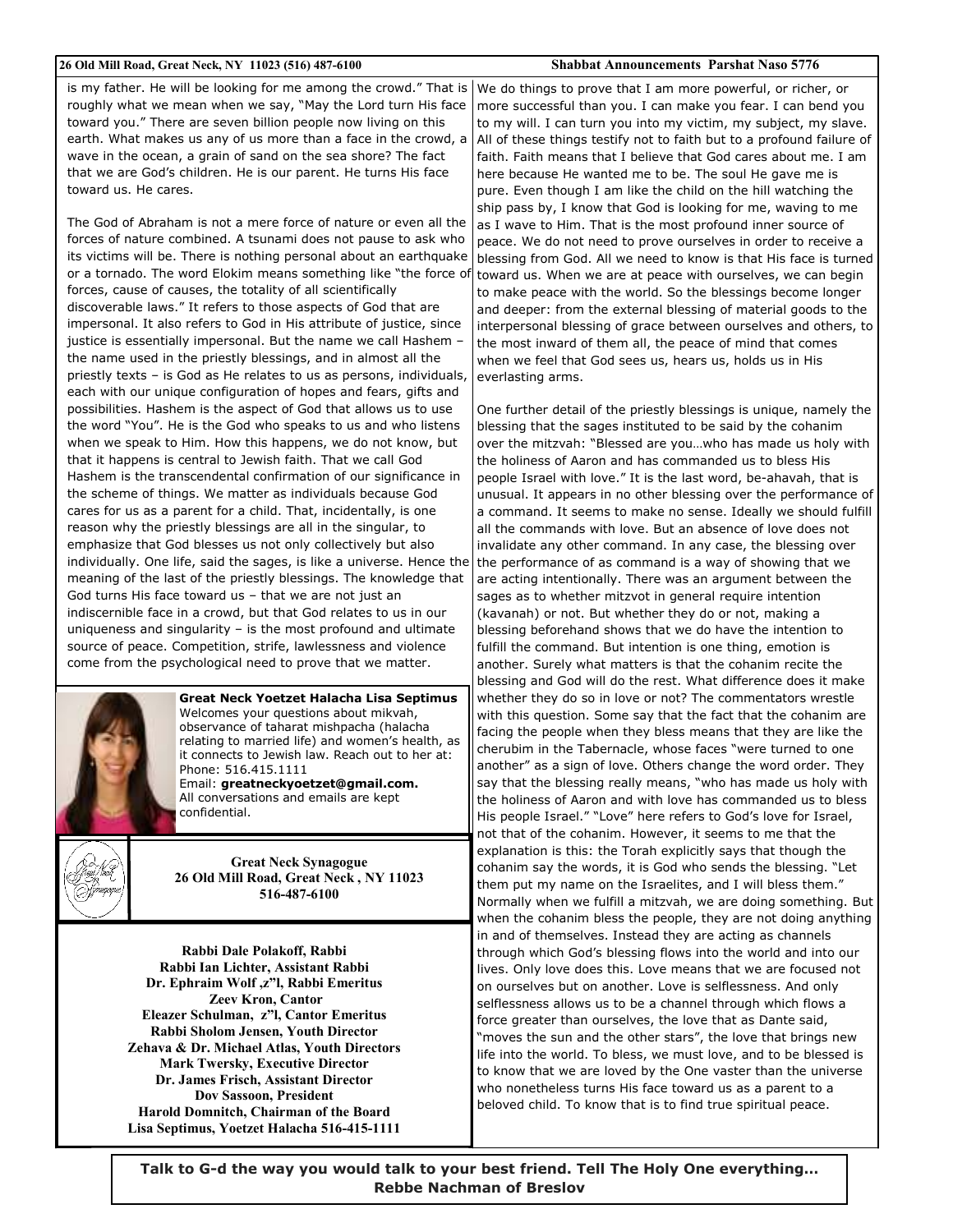is my father. He will be looking for me among the crowd." That is roughly what we mean when we say, "May the Lord turn His face toward you." There are seven billion people now living on this earth. What makes us any of us more than a face in the crowd, a wave in the ocean, a grain of sand on the sea shore? The fact that we are God's children. He is our parent. He turns His face toward us. He cares.

The God of Abraham is not a mere force of nature or even all the forces of nature combined. A tsunami does not pause to ask who its victims will be. There is nothing personal about an earthquake or a tornado. The word Elokim means something like "the force of forces, cause of causes, the totality of all scientifically discoverable laws." It refers to those aspects of God that are impersonal. It also refers to God in His attribute of justice, since justice is essentially impersonal. But the name we call Hashem – the name used in the priestly blessings, and in almost all the priestly texts – is God as He relates to us as persons, individuals, each with our unique configuration of hopes and fears, gifts and possibilities. Hashem is the aspect of God that allows us to use the word "You". He is the God who speaks to us and who listens when we speak to Him. How this happens, we do not know, but that it happens is central to Jewish faith. That we call God Hashem is the transcendental confirmation of our significance in the scheme of things. We matter as individuals because God cares for us as a parent for a child. That, incidentally, is one reason why the priestly blessings are all in the singular, to emphasize that God blesses us not only collectively but also individually. One life, said the sages, is like a universe. Hence the meaning of the last of the priestly blessings. The knowledge that God turns His face toward us – that we are not just an indiscernible face in a crowd, but that God relates to us in our uniqueness and singularity – is the most profound and ultimate source of peace. Competition, strife, lawlessness and violence come from the psychological need to prove that we matter.

We do things to prove that I am more powerful, or richer, or more successful than you. I can make you fear. I can bend you to my will. I can turn you into my victim, my subject, my slave. All of these things testify not to faith but to a profound failure of faith. Faith means that I believe that God cares about me. I am here because He wanted me to be. The soul He gave me is pure. Even though I am like the child on the hill watching the ship pass by, I know that God is looking for me, waving to me as I wave to Him. That is the most profound inner source of peace. We do not need to prove ourselves in order to receive a blessing from God. All we need to know is that His face is turned toward us. When we are at peace with ourselves, we can begin to make peace with the world. So the blessings become longer and deeper: from the external blessing of material goods to the interpersonal blessing of grace between ourselves and others, to the most inward of them all, the peace of mind that comes when we feel that God sees us, hears us, holds us in His everlasting arms.

One further detail of the priestly blessings is unique, namely the blessing that the sages instituted to be said by the cohanim over the mitzvah: "Blessed are you…who has made us holy with the holiness of Aaron and has commanded us to bless His people Israel with love." It is the last word, be-ahavah, that is unusual. It appears in no other blessing over the performance of a command. It seems to make no sense. Ideally we should fulfill all the commands with love. But an absence of love does not invalidate any other command. In any case, the blessing over the performance of as command is a way of showing that we are acting intentionally. There was an argument between the sages as to whether mitzvot in general require intention (kavanah) or not. But whether they do or not, making a blessing beforehand shows that we do have the intention to fulfill the command. But intention is one thing, emotion is another. Surely what matters is that the cohanim recite the blessing and God will do the rest. What difference does it make whether they do so in love or not? The commentators wrestle with this question. Some say that the fact that the cohanim are facing the people when they bless means that they are like the cherubim in the Tabernacle, whose faces "were turned to one another" as a sign of love. Others change the word order. They say that the blessing really means, "who has made us holy with the holiness of Aaron and with love has commanded us to bless His people Israel." "Love" here refers to God's love for Israel, not that of the cohanim. However, it seems to me that the explanation is this: the Torah explicitly says that though the cohanim say the words, it is God who sends the blessing. "Let them put my name on the Israelites, and I will bless them." Normally when we fulfill a mitzvah, we are doing something. But when the cohanim bless the people, they are not doing anything in and of themselves. Instead they are acting as channels through which God's blessing flows into the world and into our lives. Only love does this. Love means that we are focused not on ourselves but on another. Love is selflessness. And only selflessness allows us to be a channel through which flows a force greater than ourselves, the love that as Dante said, "moves the sun and the other stars", the love that brings new life into the world. To bless, we must love, and to be blessed is to know that we are loved by the One vaster than the universe who nonetheless turns His face toward us as a parent to a beloved child. To know that is to find true spiritual peace.

**Great Neck Yoetzet Halacha Lisa Septimus**
Welcomes your questions about mikvah, observance of taharat mishpacha (halacha relating to married life) and women's health, as it connects to Jewish law. Reach out to her at:
Phone: 516.415.1111
Email: **greatneckyoetzet@gmail.com.**
All conversations and emails are kept confidential.

**Great Neck Synagogue**
**26 Old Mill Road, Great Neck , NY 11023**
**516-487-6100**

**Rabbi Dale Polakoff, Rabbi**
**Rabbi Ian Lichter, Assistant Rabbi**
**Dr. Ephraim Wolf ,z"l, Rabbi Emeritus**
**Zeev Kron, Cantor**
**Eleazer Schulman, z"l, Cantor Emeritus**
**Rabbi Sholom Jensen, Youth Director**
**Zehava & Dr. Michael Atlas, Youth Directors**
**Mark Twersky, Executive Director**
**Dr. James Frisch, Assistant Director**
**Dov Sassoon, President**
**Harold Domnitch, Chairman of the Board**
**Lisa Septimus, Yoetzet Halacha 516-415-1111**

**Talk to G-d the way you would talk to your best friend. Tell The Holy One everything…**
**Rebbe Nachman of Breslov**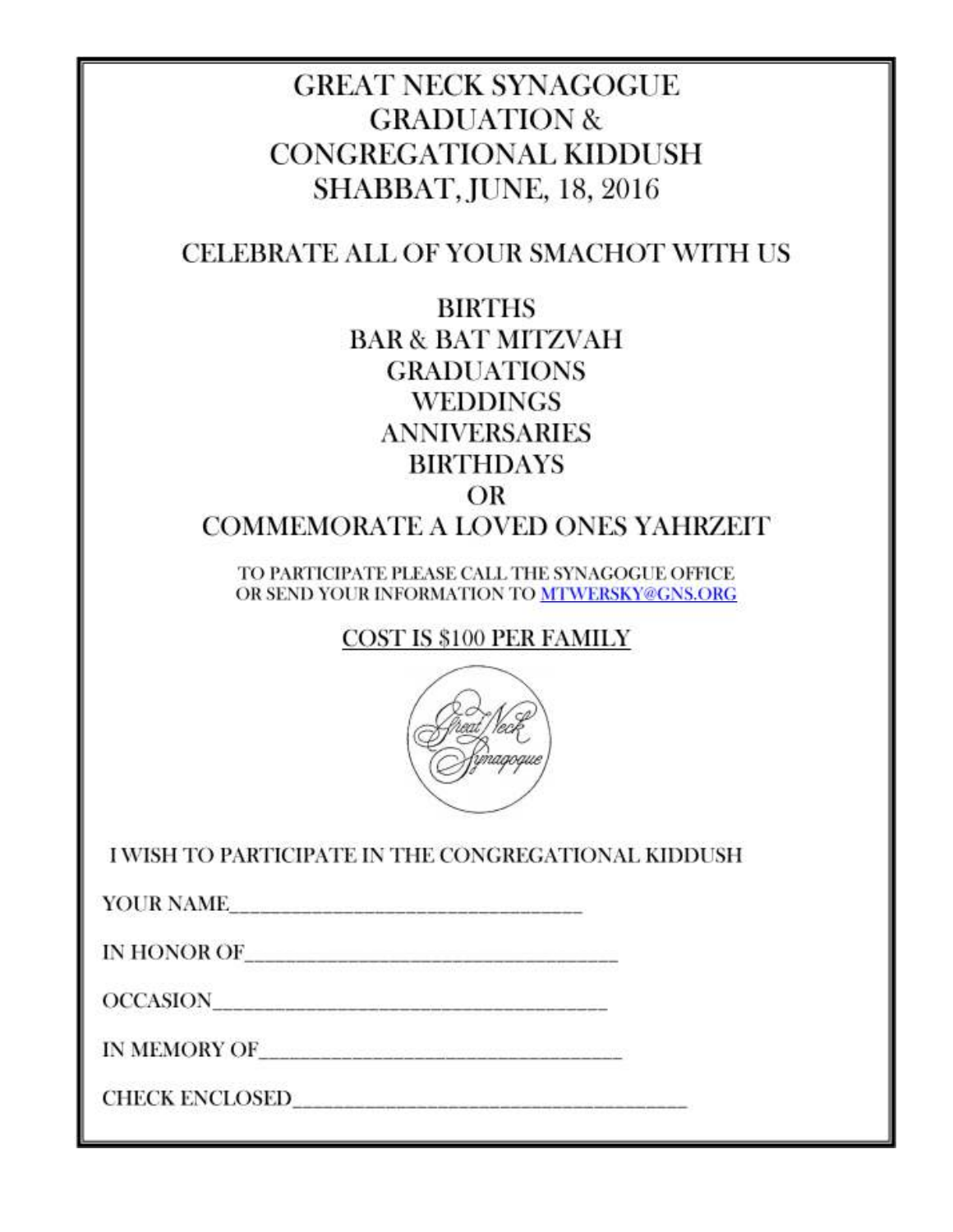# GREAT NECK SYNAGOGUE
# GRADUATION &
# CONGREGATIONAL KIDDUSH
# SHABBAT, JUNE, 18, 2016

## CELEBRATE ALL OF YOUR SMACHOT WITH US

BIRTHS
BAR & BAT MITZVAH
GRADUATIONS
WEDDINGS
ANNIVERSARIES
BIRTHDAYS
OR
COMMEMORATE A LOVED ONES YAHRZEIT

TO PARTICIPATE PLEASE CALL THE SYNAGOGUE OFFICE
OR SEND YOUR INFORMATION TO MTWERSKY@GNS.ORG

COST IS $100 PER FAMILY

I WISH TO PARTICIPATE IN THE CONGREGATIONAL KIDDUSH

YOUR NAME________________________________

IN HONOR OF________________________________

OCCASION________________________________

IN MEMORY OF________________________________

CHECK ENCLOSED________________________________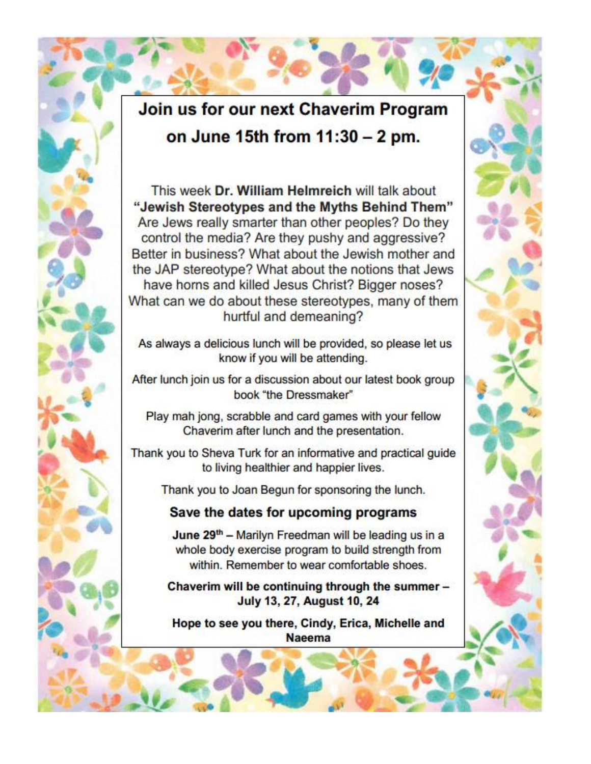# Join us for our next Chaverim Program on June 15th from 11:30 – 2 pm.

This week **Dr. William Helmreich** will talk about **"Jewish Stereotypes and the Myths Behind Them"** Are Jews really smarter than other peoples? Do they control the media? Are they pushy and aggressive? Better in business? What about the Jewish mother and the JAP stereotype? What about the notions that Jews have horns and killed Jesus Christ? Bigger noses? What can we do about these stereotypes, many of them hurtful and demeaning?

As always a delicious lunch will be provided, so please let us know if you will be attending.

After lunch join us for a discussion about our latest book group book "the Dressmaker"

Play mah jong, scrabble and card games with your fellow Chaverim after lunch and the presentation.

Thank you to Sheva Turk for an informative and practical guide to living healthier and happier lives.

Thank you to Joan Begun for sponsoring the lunch.

## Save the dates for upcoming programs

**June 29th** – Marilyn Freedman will be leading us in a whole body exercise program to build strength from within. Remember to wear comfortable shoes.

**Chaverim will be continuing through the summer – July 13, 27, August 10, 24**

**Hope to see you there, Cindy, Erica, Michelle and Naeema**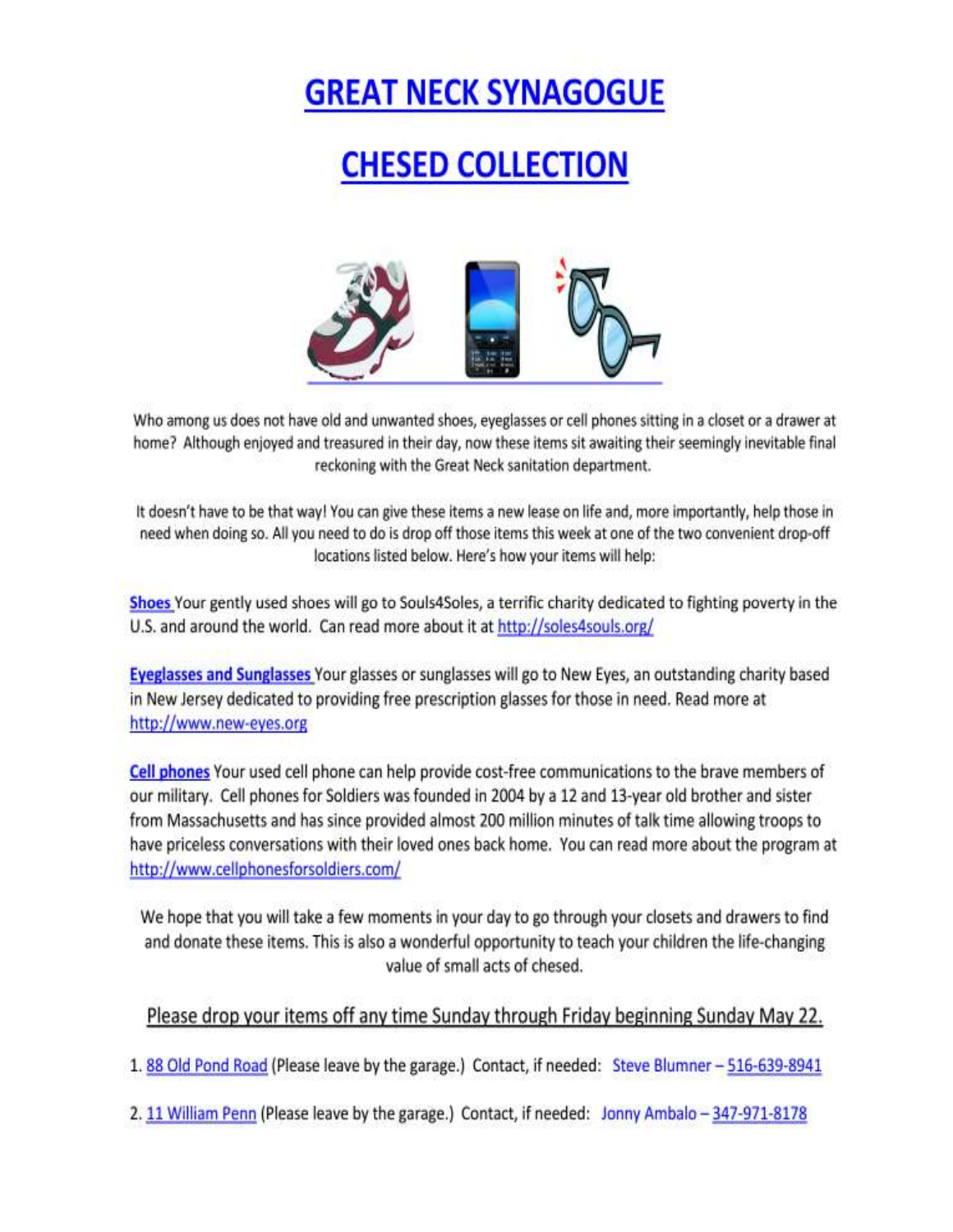# GREAT NECK SYNAGOGUE

# CHESED COLLECTION

Who among us does not have old and unwanted shoes, eyeglasses or cell phones sitting in a closet or a drawer at home? Although enjoyed and treasured in their day, now these items sit awaiting their seemingly inevitable final reckoning with the Great Neck sanitation department.

It doesn't have to be that way! You can give these items a new lease on life and, more importantly, help those in need when doing so. All you need to do is drop off those items this week at one of the two convenient drop-off locations listed below. Here's how your items will help:

**Shoes** Your gently used shoes will go to Souls4Soles, a terrific charity dedicated to fighting poverty in the U.S. and around the world. Can read more about it at http://soles4souls.org/

**Eyeglasses and Sunglasses** Your glasses or sunglasses will go to New Eyes, an outstanding charity based in New Jersey dedicated to providing free prescription glasses for those in need. Read more at http://www.new-eyes.org

**Cell phones** Your used cell phone can help provide cost-free communications to the brave members of our military. Cell phones for Soldiers was founded in 2004 by a 12 and 13-year old brother and sister from Massachusetts and has since provided almost 200 million minutes of talk time allowing troops to have priceless conversations with their loved ones back home. You can read more about the program at http://www.cellphonesforsoldiers.com/

We hope that you will take a few moments in your day to go through your closets and drawers to find and donate these items. This is also a wonderful opportunity to teach your children the life-changing value of small acts of chesed.

Please drop your items off any time Sunday through Friday beginning Sunday May 22.

1. 88 Old Pond Road (Please leave by the garage.) Contact, if needed: Steve Blumner – 516-639-8941
2. 11 William Penn (Please leave by the garage.) Contact, if needed: Jonny Ambalo – 347-971-8178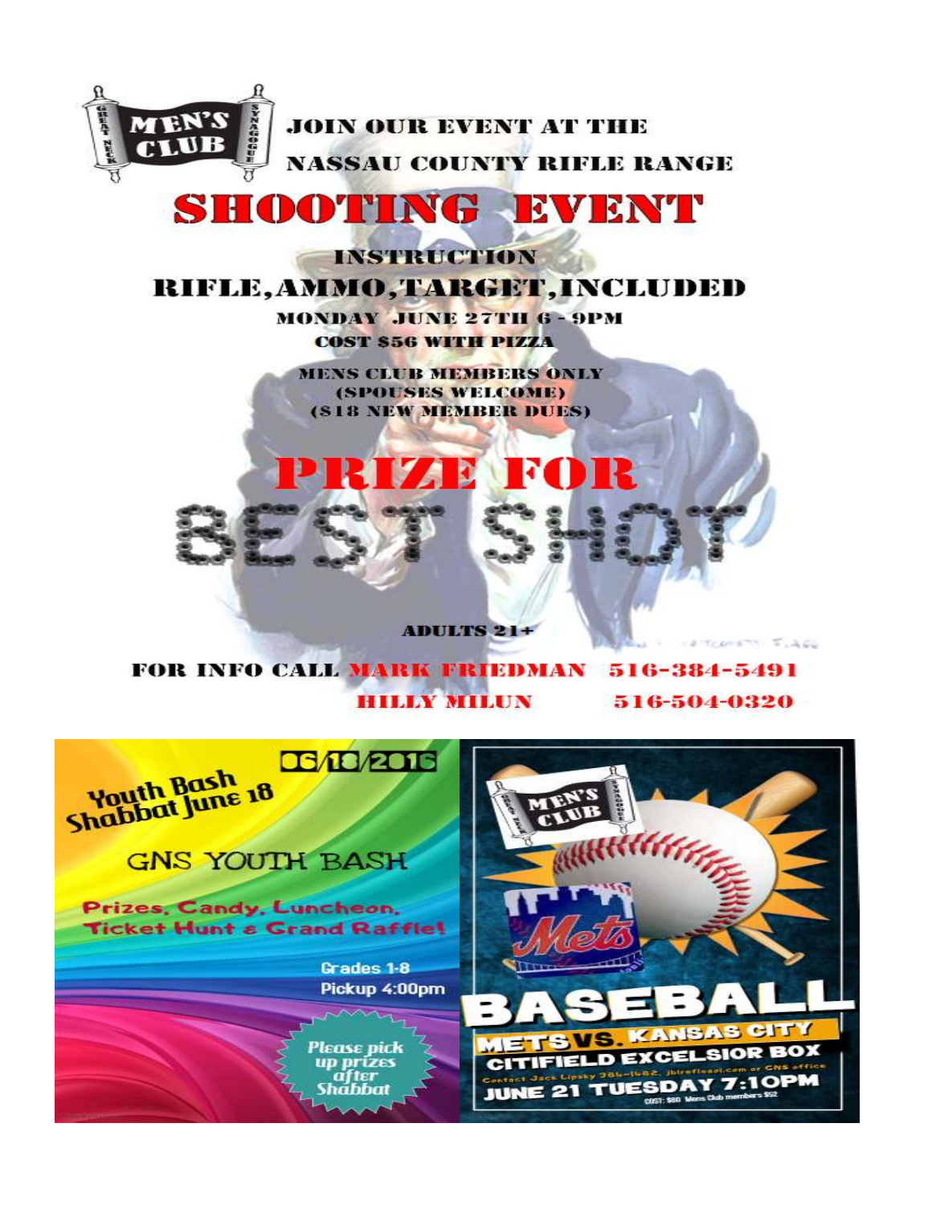MEN'S CLUB

GREAT NECK SYNAGOGUE

JOIN OUR EVENT AT THE

NASSAU COUNTY RIFLE RANGE

# SHOOTING EVENT

INSTRUCTION

## RIFLE, AMMO, TARGET, INCLUDED

MONDAY JUNE 27TH 6 - 9PM

COST $56 WITH PIZZA

MENS CLUB MEMBERS ONLY
(SPOUSES WELCOME)
($18 NEW MEMBER DUES)

## PRIZE FOR BEST SHOT

ADULTS 21+

FOR INFO CALL MARK FRIEDMAN 516-384-5491
HILLY MILUN 516-504-0320

---

06/18/2016

Youth Bash
Shabbat June 18

GNS YOUTH BASH

Prizes, Candy, Luncheon, Ticket Hunt & Grand Raffle!

Grades 1-8
Pickup 4:00pm

Please pick up prizes after Shabbat

---

MEN'S CLUB

GREAT NECK SYNAGOGUE

Mets

# BASEBALL

METS VS. KANSAS CITY

CITIFIELD EXCELSIOR BOX

Contact Jack Lipsky 384-1482, jblrefleaol.com or GNS office

JUNE 21 TUESDAY 7:10PM

COST: $60 Mens Club members $52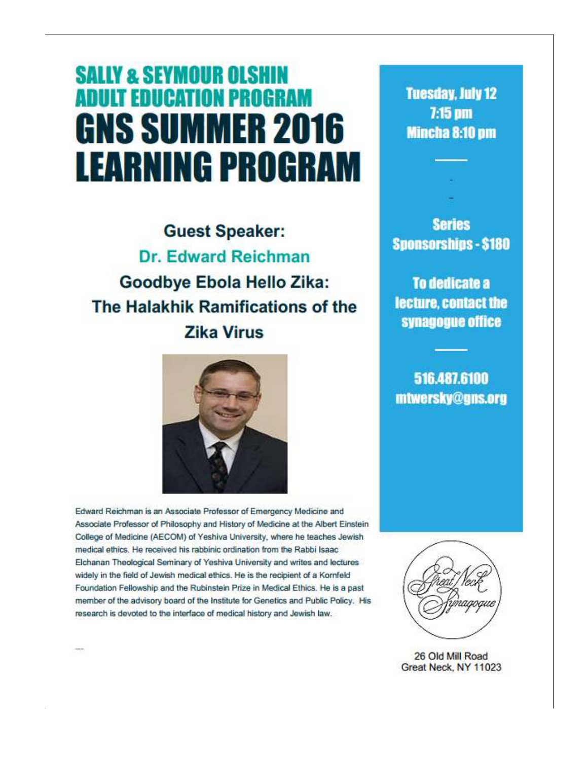# SALLY & SEYMOUR OLSHIN ADULT EDUCATION PROGRAM

# GNS SUMMER 2016 LEARNING PROGRAM

**Tuesday, July 12**
**7:15 pm**
**Mincha 8:10 pm**

**Series Sponsorships - $180**

**To dedicate a lecture, contact the synagogue office**

**516.487.6100**
**mtwersky@gns.org**

## Guest Speaker:

## Dr. Edward Reichman

## Goodbye Ebola Hello Zika: The Halakhik Ramifications of the Zika Virus

Edward Reichman is an Associate Professor of Emergency Medicine and Associate Professor of Philosophy and History of Medicine at the Albert Einstein College of Medicine (AECOM) of Yeshiva University, where he teaches Jewish medical ethics. He received his rabbinic ordination from the Rabbi Isaac Elchanan Theological Seminary of Yeshiva University and writes and lectures widely in the field of Jewish medical ethics. He is the recipient of a Kornfeld Foundation Fellowship and the Rubinstein Prize in Medical Ethics. He is a past member of the advisory board of the Institute for Genetics and Public Policy. His research is devoted to the interface of medical history and Jewish law.

Great Neck Synagogue

26 Old Mill Road
Great Neck, NY 11023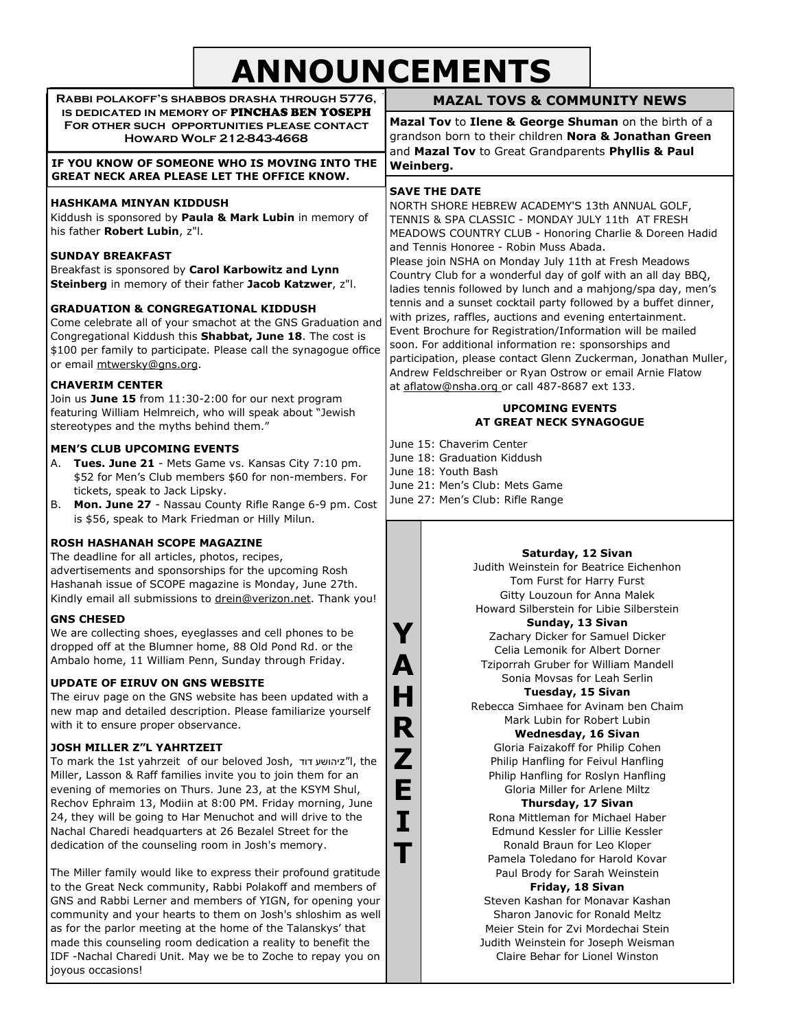# ANNOUNCEMENTS

**Rabbi Polakoff's Shabbos Drasha through 5776, is dedicated in memory of PINCHAS BEN YOSEPH**
**For other such opportunities please contact Howard Wolf 212-843-4668**

**IF YOU KNOW OF SOMEONE WHO IS MOVING INTO THE GREAT NECK AREA PLEASE LET THE OFFICE KNOW.**

### HASHKAMA MINYAN KIDDUSH

Kiddush is sponsored by **Paula & Mark Lubin** in memory of his father **Robert Lubin**, z"l.

### SUNDAY BREAKFAST

Breakfast is sponsored by **Carol Karbowitz and Lynn Steinberg** in memory of their father **Jacob Katzwer**, z"l.

### GRADUATION & CONGREGATIONAL KIDDUSH

Come celebrate all of your smachot at the GNS Graduation and Congregational Kiddush this **Shabbat, June 18**. The cost is $100 per family to participate. Please call the synagogue office or email mtwersky@gns.org.

### CHAVERIM CENTER

Join us **June 15** from 11:30-2:00 for our next program featuring William Helmreich, who will speak about "Jewish stereotypes and the myths behind them."

### MEN'S CLUB UPCOMING EVENTS

A. **Tues. June 21** - Mets Game vs. Kansas City 7:10 pm. $52 for Men's Club members $60 for non-members. For tickets, speak to Jack Lipsky.
B. **Mon. June 27** - Nassau County Rifle Range 6-9 pm. Cost is $56, speak to Mark Friedman or Hilly Milun.

### ROSH HASHANAH SCOPE MAGAZINE

The deadline for all articles, photos, recipes, advertisements and sponsorships for the upcoming Rosh Hashanah issue of SCOPE magazine is Monday, June 27th. Kindly email all submissions to drein@verizon.net. Thank you!

### GNS CHESED

We are collecting shoes, eyeglasses and cell phones to be dropped off at the Blumner home, 88 Old Pond Rd. or the Ambalo home, 11 William Penn, Sunday through Friday.

### UPDATE OF EIRUV ON GNS WEBSITE

The eiruv page on the GNS website has been updated with a new map and detailed description. Please familiarize yourself with it to ensure proper observance.

### JOSH MILLER Z"L YAHRTZEIT

To mark the 1st yahrzeit of our beloved Josh, יהושע דוד z"l, the Miller, Lasson & Raff families invite you to join them for an evening of memories on Thurs. June 23, at the KSYM Shul, Rechov Ephraim 13, Modiin at 8:00 PM. Friday morning, June 24, they will be going to Har Menuchot and will drive to the Nachal Charedi headquarters at 26 Bezalel Street for the dedication of the counseling room in Josh's memory.

The Miller family would like to express their profound gratitude to the Great Neck community, Rabbi Polakoff and members of GNS and Rabbi Lerner and members of YIGN, for opening your community and your hearts to them on Josh's shloshim as well as for the parlor meeting at the home of the Talanskys' that made this counseling room dedication a reality to benefit the IDF -Nachal Charedi Unit. May we be to Zoche to repay you on joyous occasions!

## MAZAL TOVS & COMMUNITY NEWS

**Mazal Tov** to **Ilene & George Shuman** on the birth of a grandson born to their children **Nora & Jonathan Green** and **Mazal Tov** to Great Grandparents **Phyllis & Paul Weinberg.**

### SAVE THE DATE

NORTH SHORE HEBREW ACADEMY'S 13th ANNUAL GOLF, TENNIS & SPA CLASSIC - MONDAY JULY 11th AT FRESH MEADOWS COUNTRY CLUB - Honoring Charlie & Doreen Hadid and Tennis Honoree - Robin Muss Abada.
Please join NSHA on Monday July 11th at Fresh Meadows Country Club for a wonderful day of golf with an all day BBQ, ladies tennis followed by lunch and a mahjong/spa day, men's tennis and a sunset cocktail party followed by a buffet dinner, with prizes, raffles, auctions and evening entertainment. Event Brochure for Registration/Information will be mailed soon. For additional information re: sponsorships and participation, please contact Glenn Zuckerman, Jonathan Muller, Andrew Feldschreiber or Ryan Ostrow or email Arnie Flatow at aflatow@nsha.org or call 487-8687 ext 133.

### UPCOMING EVENTS AT GREAT NECK SYNAGOGUE

June 15: Chaverim Center
June 18: Graduation Kiddush
June 18: Youth Bash
June 21: Men's Club: Mets Game
June 27: Men's Club: Rifle Range

## YAHRZEIT

**Saturday, 12 Sivan**
Judith Weinstein for Beatrice Eichenhon
Tom Furst for Harry Furst
Gitty Louzoun for Anna Malek
Howard Silberstein for Libie Silberstein

**Sunday, 13 Sivan**
Zachary Dicker for Samuel Dicker
Celia Lemonik for Albert Dorner
Tziporrah Gruber for William Mandell
Sonia Movsas for Leah Serlin

**Tuesday, 15 Sivan**
Rebecca Simhaee for Avinam ben Chaim
Mark Lubin for Robert Lubin

**Wednesday, 16 Sivan**
Gloria Faizakoff for Philip Cohen
Philip Hanfling for Feivul Hanfling
Philip Hanfling for Roslyn Hanfling
Gloria Miller for Arlene Miltz

**Thursday, 17 Sivan**
Rona Mittleman for Michael Haber
Edmund Kessler for Lillie Kessler
Ronald Braun for Leo Kloper
Pamela Toledano for Harold Kovar
Paul Brody for Sarah Weinstein

**Friday, 18 Sivan**
Steven Kashan for Monavar Kashan
Sharon Janovic for Ronald Meltz
Meier Stein for Zvi Mordechai Stein
Judith Weinstein for Joseph Weisman
Claire Behar for Lionel Winston